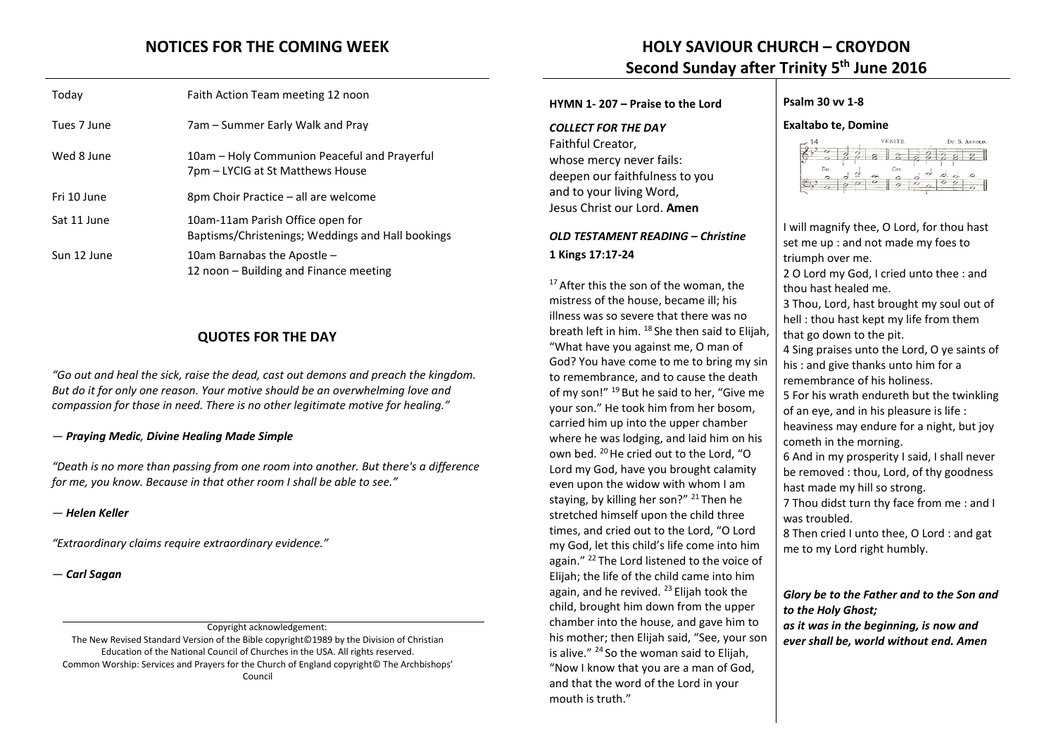# NOTICES FOR THE COMING WEEK

| | |
|---|---|
| Today | Faith Action Team meeting 12 noon |
| Tues 7 June | 7am – Summer Early Walk and Pray |
| Wed 8 June | 10am – Holy Communion Peaceful and Prayerful<br>7pm – LYCIG at St Matthews House |
| Fri 10 June | 8pm Choir Practice – all are welcome |
| Sat 11 June | 10am-11am Parish Office open for<br>Baptisms/Christenings; Weddings and Hall bookings |
| Sun 12 June | 10am Barnabas the Apostle –<br>12 noon – Building and Finance meeting |

## QUOTES FOR THE DAY

*"Go out and heal the sick, raise the dead, cast out demons and preach the kingdom. But do it for only one reason. Your motive should be an overwhelming love and compassion for those in need. There is no other legitimate motive for healing."*

— ***Praying Medic, Divine Healing Made Simple***

*"Death is no more than passing from one room into another. But there's a difference for me, you know. Because in that other room I shall be able to see."*

— ***Helen Keller***

*"Extraordinary claims require extraordinary evidence."*

— ***Carl Sagan***

Copyright acknowledgement:
The New Revised Standard Version of the Bible copyright©1989 by the Division of Christian Education of the National Council of Churches in the USA. All rights reserved.
Common Worship: Services and Prayers for the Church of England copyright© The Archbishops' Council

# HOLY SAVIOUR CHURCH – CROYDON
## Second Sunday after Trinity 5th June 2016

**HYMN 1- 207 – Praise to the Lord**

***COLLECT FOR THE DAY***

Faithful Creator,
whose mercy never fails:
deepen our faithfulness to you
and to your living Word,
Jesus Christ our Lord. **Amen**

***OLD TESTAMENT READING – Christine***

**1 Kings 17:17-24**

[17] After this the son of the woman, the mistress of the house, became ill; his illness was so severe that there was no breath left in him. [18] She then said to Elijah, "What have you against me, O man of God? You have come to me to bring my sin to remembrance, and to cause the death of my son!" [19] But he said to her, "Give me your son." He took him from her bosom, carried him up into the upper chamber where he was lodging, and laid him on his own bed. [20] He cried out to the Lord, "O Lord my God, have you brought calamity even upon the widow with whom I am staying, by killing her son?" [21] Then he stretched himself upon the child three times, and cried out to the Lord, "O Lord my God, let this child's life come into him again." [22] The Lord listened to the voice of Elijah; the life of the child came into him again, and he revived. [23] Elijah took the child, brought him down from the upper chamber into the house, and gave him to his mother; then Elijah said, "See, your son is alive." [24] So the woman said to Elijah, "Now I know that you are a man of God, and that the word of the Lord in your mouth is truth."

**Psalm 30 vv 1-8**

**Exaltabo te, Domine**

I will magnify thee, O Lord, for thou hast set me up : and not made my foes to triumph over me.
2 O Lord my God, I cried unto thee : and thou hast healed me.
3 Thou, Lord, hast brought my soul out of hell : thou hast kept my life from them that go down to the pit.
4 Sing praises unto the Lord, O ye saints of his : and give thanks unto him for a remembrance of his holiness.
5 For his wrath endureth but the twinkling of an eye, and in his pleasure is life : heaviness may endure for a night, but joy cometh in the morning.
6 And in my prosperity I said, I shall never be removed : thou, Lord, of thy goodness hast made my hill so strong.
7 Thou didst turn thy face from me : and I was troubled.
8 Then cried I unto thee, O Lord : and gat me to my Lord right humbly.

***Glory be to the Father and to the Son and to the Holy Ghost;***
***as it was in the beginning, is now and ever shall be, world without end. Amen***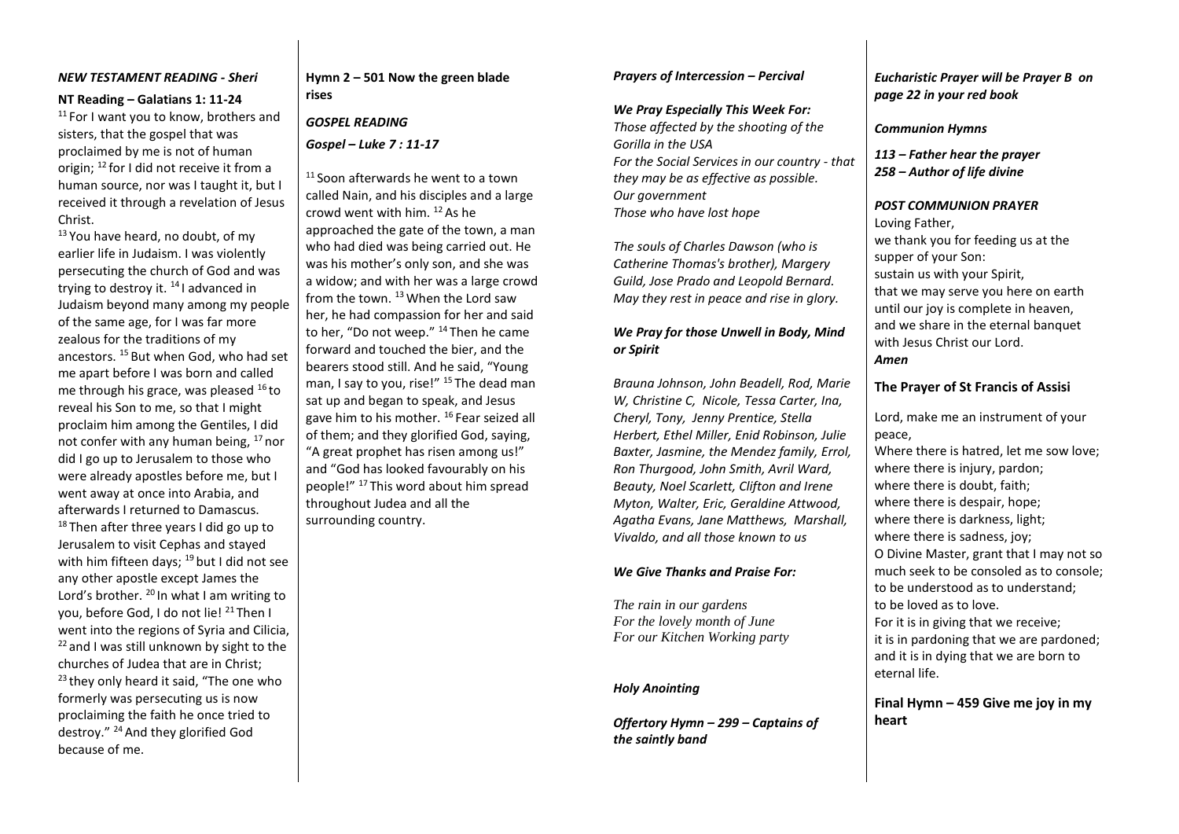***NEW TESTAMENT READING - Sheri***

**NT Reading – Galatians 1: 11-24**

[11] For I want you to know, brothers and sisters, that the gospel that was proclaimed by me is not of human origin; [12] for I did not receive it from a human source, nor was I taught it, but I received it through a revelation of Jesus Christ.

[13] You have heard, no doubt, of my earlier life in Judaism. I was violently persecuting the church of God and was trying to destroy it. [14] I advanced in Judaism beyond many among my people of the same age, for I was far more zealous for the traditions of my ancestors. [15] But when God, who had set me apart before I was born and called me through his grace, was pleased [16] to reveal his Son to me, so that I might proclaim him among the Gentiles, I did not confer with any human being, [17] nor did I go up to Jerusalem to those who were already apostles before me, but I went away at once into Arabia, and afterwards I returned to Damascus.
[18] Then after three years I did go up to Jerusalem to visit Cephas and stayed with him fifteen days; [19] but I did not see any other apostle except James the Lord's brother. [20] In what I am writing to you, before God, I do not lie! [21] Then I went into the regions of Syria and Cilicia, [22] and I was still unknown by sight to the churches of Judea that are in Christ;
[23] they only heard it said, "The one who formerly was persecuting us is now proclaiming the faith he once tried to destroy." [24] And they glorified God because of me.

**Hymn 2 – 501 Now the green blade rises**

***GOSPEL READING***

***Gospel – Luke 7 : 11-17***

[11] Soon afterwards he went to a town called Nain, and his disciples and a large crowd went with him. [12] As he approached the gate of the town, a man who had died was being carried out. He was his mother's only son, and she was a widow; and with her was a large crowd from the town. [13] When the Lord saw her, he had compassion for her and said to her, "Do not weep." [14] Then he came forward and touched the bier, and the bearers stood still. And he said, "Young man, I say to you, rise!" [15] The dead man sat up and began to speak, and Jesus gave him to his mother. [16] Fear seized all of them; and they glorified God, saying, "A great prophet has risen among us!" and "God has looked favourably on his people!" [17] This word about him spread throughout Judea and all the surrounding country.

***Prayers of Intercession – Percival***

***We Pray Especially This Week For:***
*Those affected by the shooting of the Gorilla in the USA*
*For the Social Services in our country - that they may be as effective as possible.*
*Our government*
*Those who have lost hope*

*The souls of Charles Dawson (who is Catherine Thomas's brother), Margery Guild, Jose Prado and Leopold Bernard. May they rest in peace and rise in glory.*

***We Pray for those Unwell in Body, Mind or Spirit***

*Brauna Johnson, John Beadell, Rod, Marie W, Christine C, Nicole, Tessa Carter, Ina, Cheryl, Tony, Jenny Prentice, Stella Herbert, Ethel Miller, Enid Robinson, Julie Baxter, Jasmine, the Mendez family, Errol, Ron Thurgood, John Smith, Avril Ward, Beauty, Noel Scarlett, Clifton and Irene Myton, Walter, Eric, Geraldine Attwood, Agatha Evans, Jane Matthews, Marshall, Vivaldo, and all those known to us*

***We Give Thanks and Praise For:***

*The rain in our gardens*
*For the lovely month of June*
*For our Kitchen Working party*

***Holy Anointing***

***Offertory Hymn – 299 – Captains of the saintly band***

***Eucharistic Prayer will be Prayer B on page 22 in your red book***

***Communion Hymns***

***113 – Father hear the prayer***
***258 – Author of life divine***

***POST COMMUNION PRAYER***

Loving Father,
we thank you for feeding us at the supper of your Son:
sustain us with your Spirit,
that we may serve you here on earth
until our joy is complete in heaven,
and we share in the eternal banquet
with Jesus Christ our Lord.
***Amen***

**The Prayer of St Francis of Assisi**

Lord, make me an instrument of your peace,
Where there is hatred, let me sow love;
where there is injury, pardon;
where there is doubt, faith;
where there is despair, hope;
where there is darkness, light;
where there is sadness, joy;
O Divine Master, grant that I may not so much seek to be consoled as to console;
to be understood as to understand;
to be loved as to love.
For it is in giving that we receive;
it is in pardoning that we are pardoned;
and it is in dying that we are born to eternal life.

**Final Hymn – 459 Give me joy in my heart**